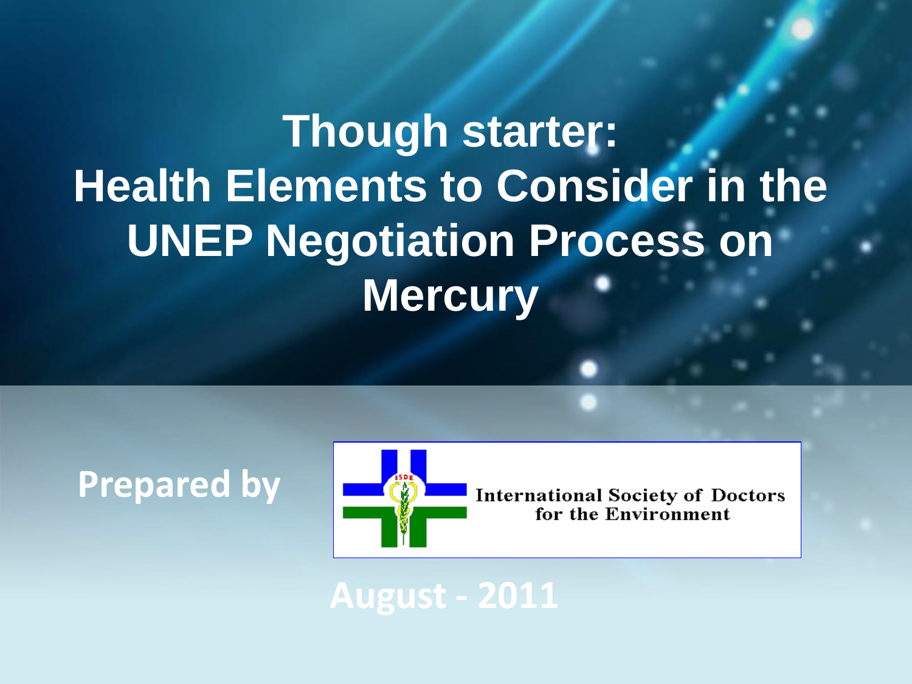# Though starter: Health Elements to Consider in the UNEP Negotiation Process on Mercury

**Prepared by**

International Society of Doctors for the Environment

**August - 2011**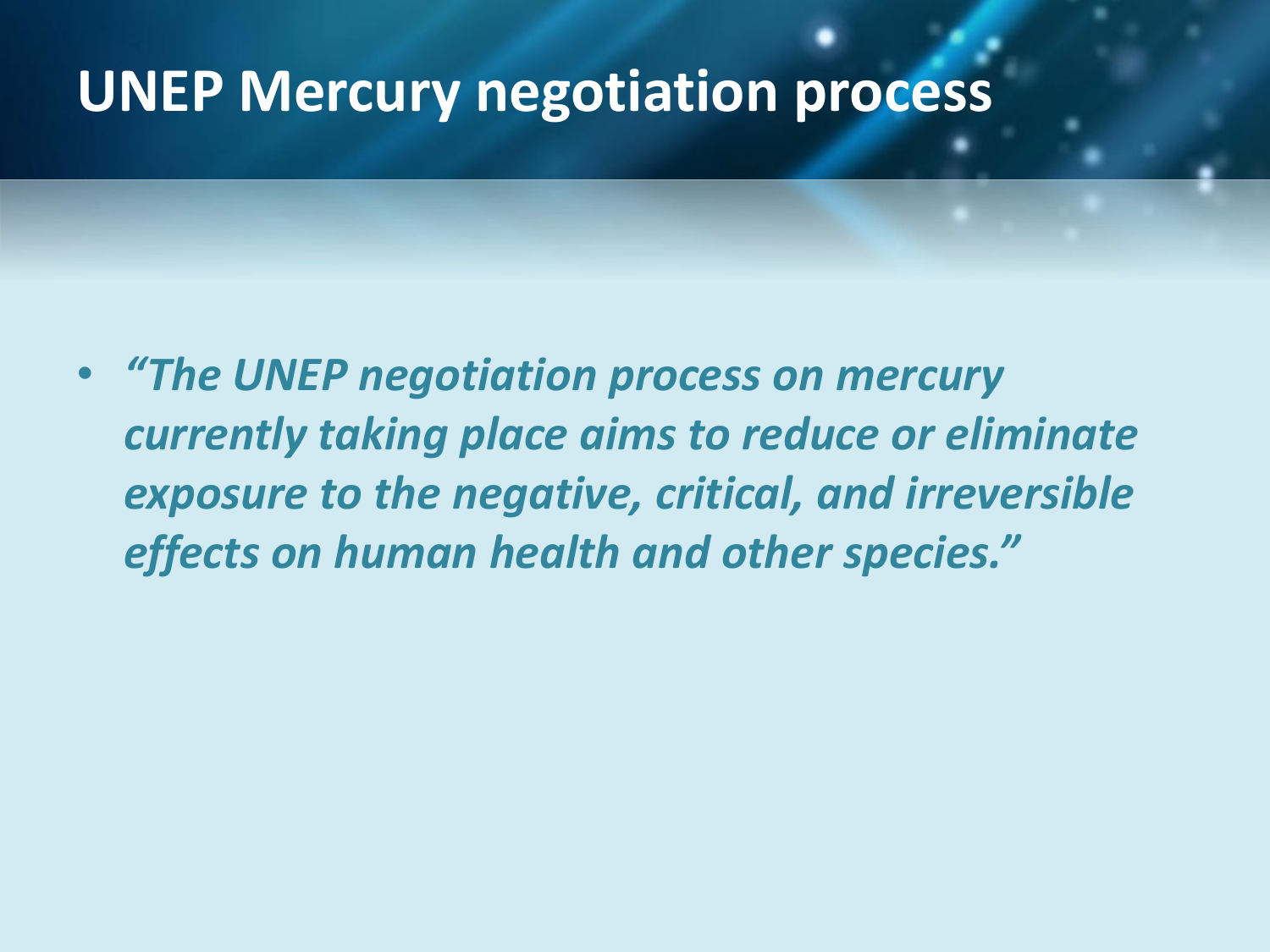# UNEP Mercury negotiation process

- *"The UNEP negotiation process on mercury currently taking place aims to reduce or eliminate exposure to the negative, critical, and irreversible effects on human health and other species."*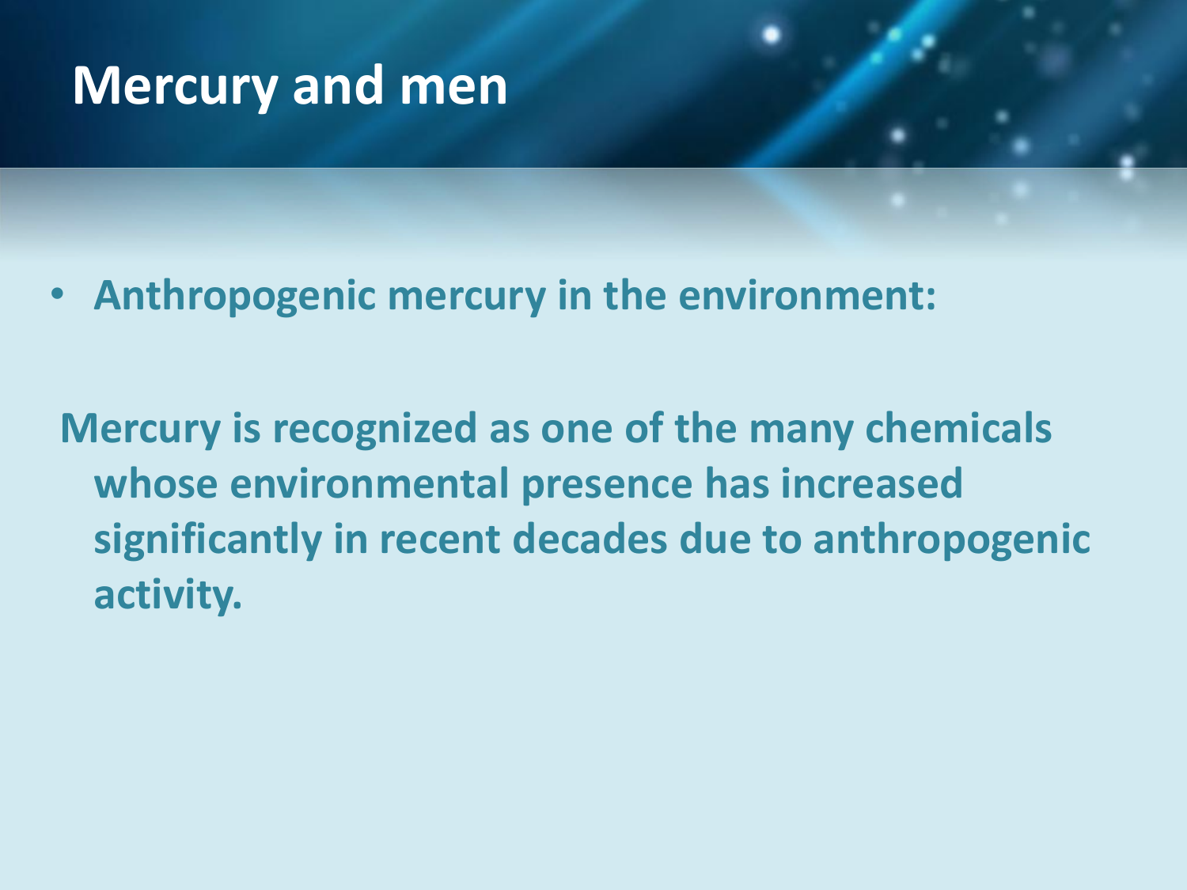# Mercury and men

- **Anthropogenic mercury in the environment:**

**Mercury is recognized as one of the many chemicals whose environmental presence has increased significantly in recent decades due to anthropogenic activity.**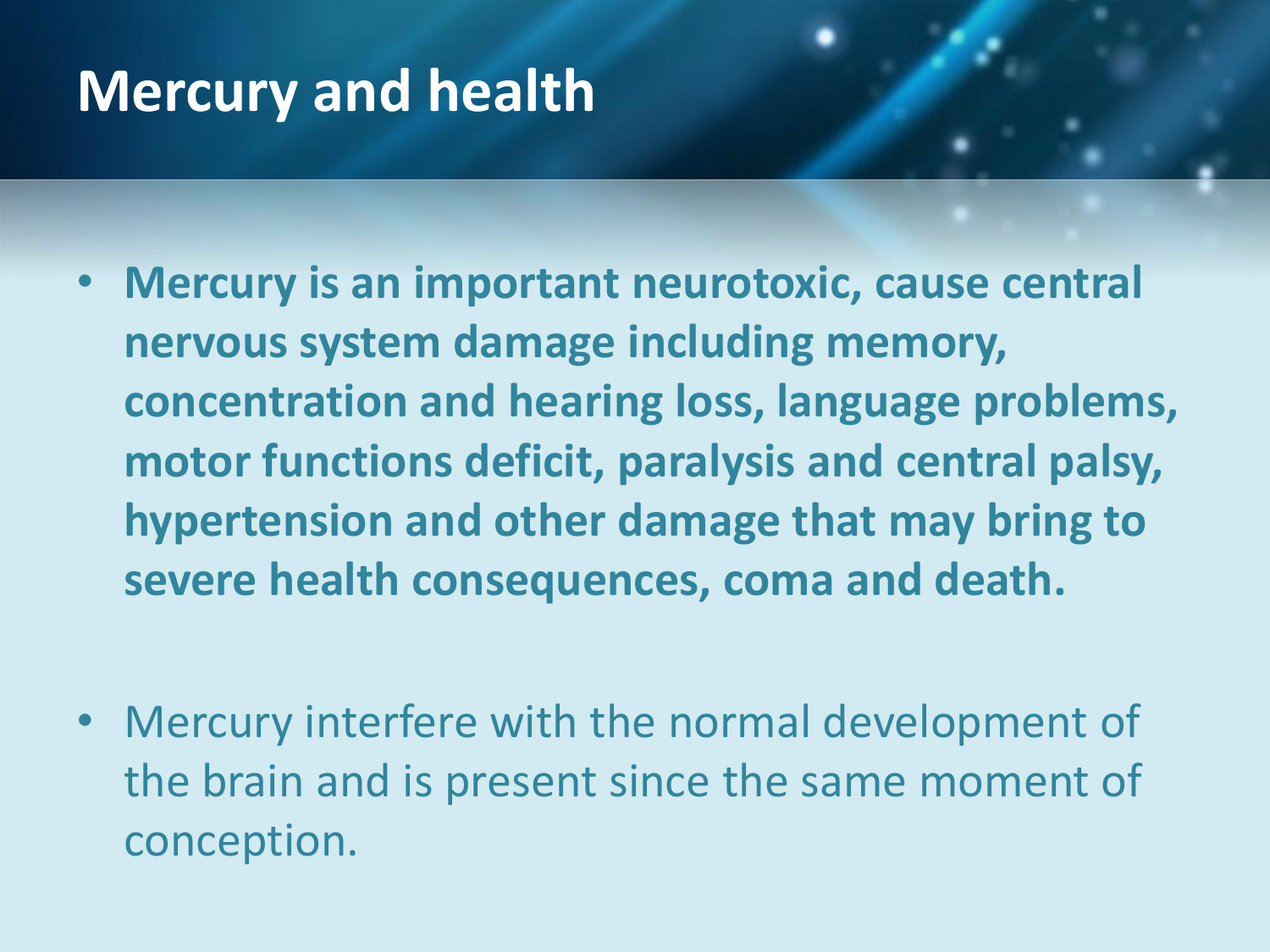# Mercury and health

- **Mercury is an important neurotoxic, cause central nervous system damage including memory, concentration and hearing loss, language problems, motor functions deficit, paralysis and central palsy, hypertension and other damage that may bring to severe health consequences, coma and death.**

- Mercury interfere with the normal development of the brain and is present since the same moment of conception.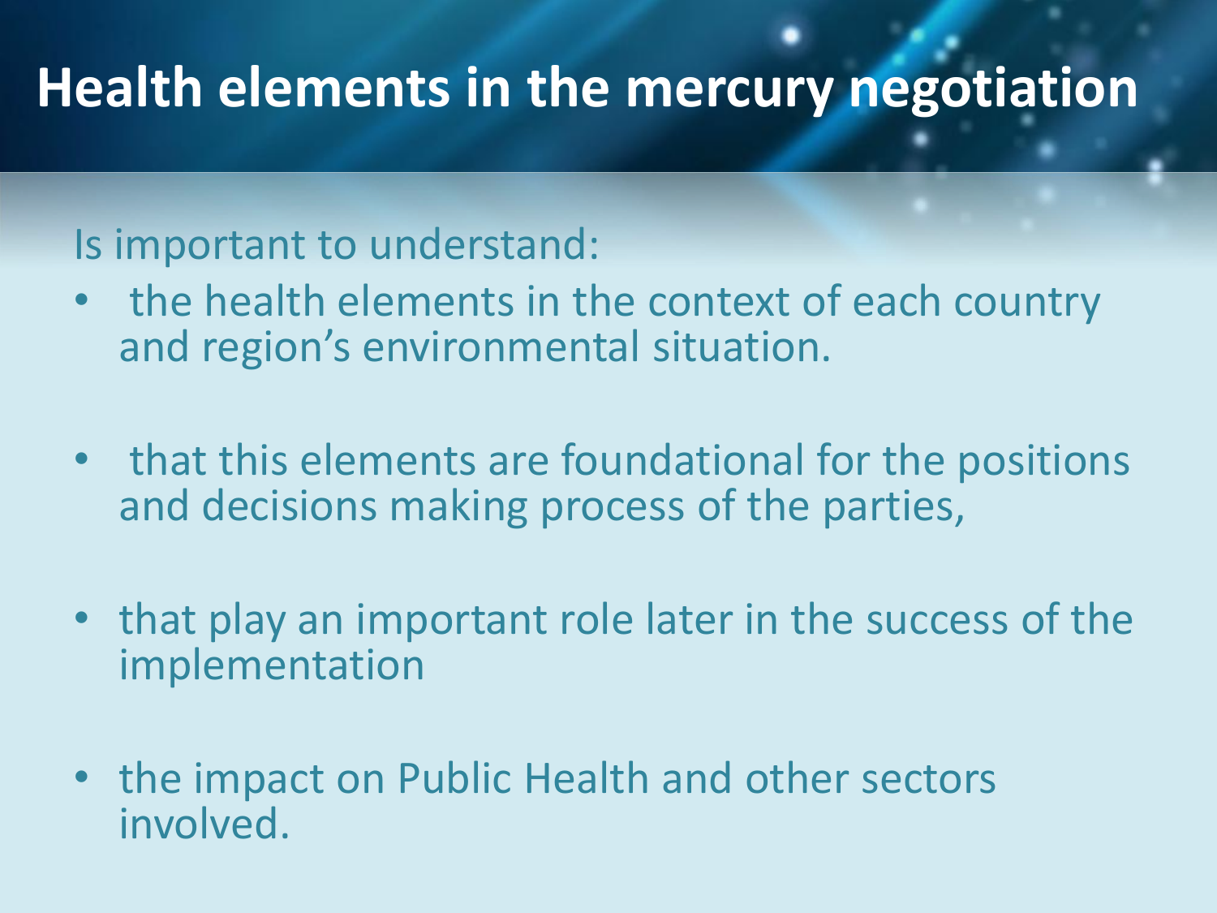# Health elements in the mercury negotiation

Is important to understand:

- the health elements in the context of each country and region's environmental situation.
- that this elements are foundational for the positions and decisions making process of the parties,
- that play an important role later in the success of the implementation
- the impact on Public Health and other sectors involved.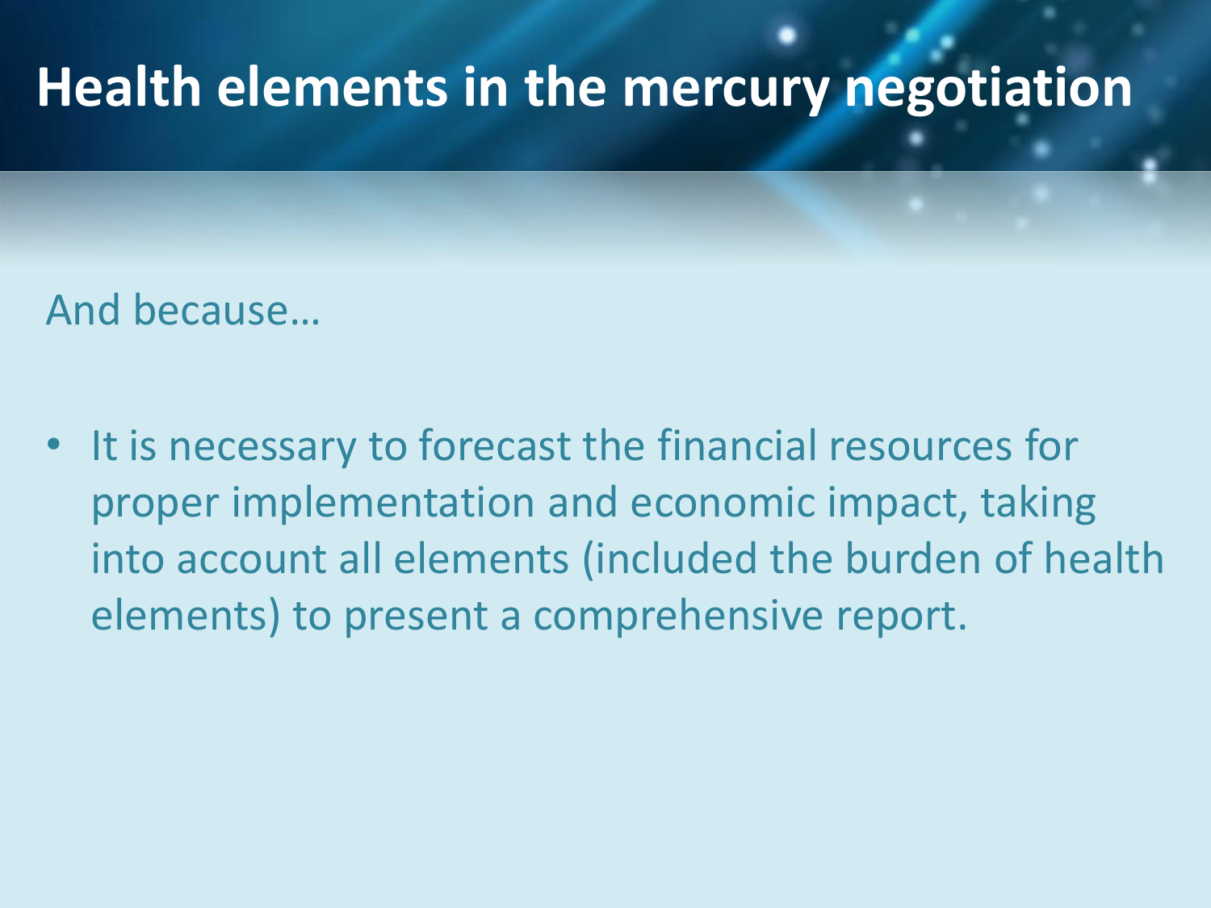# Health elements in the mercury negotiation

And because…

- It is necessary to forecast the financial resources for proper implementation and economic impact, taking into account all elements (included the burden of health elements) to present a comprehensive report.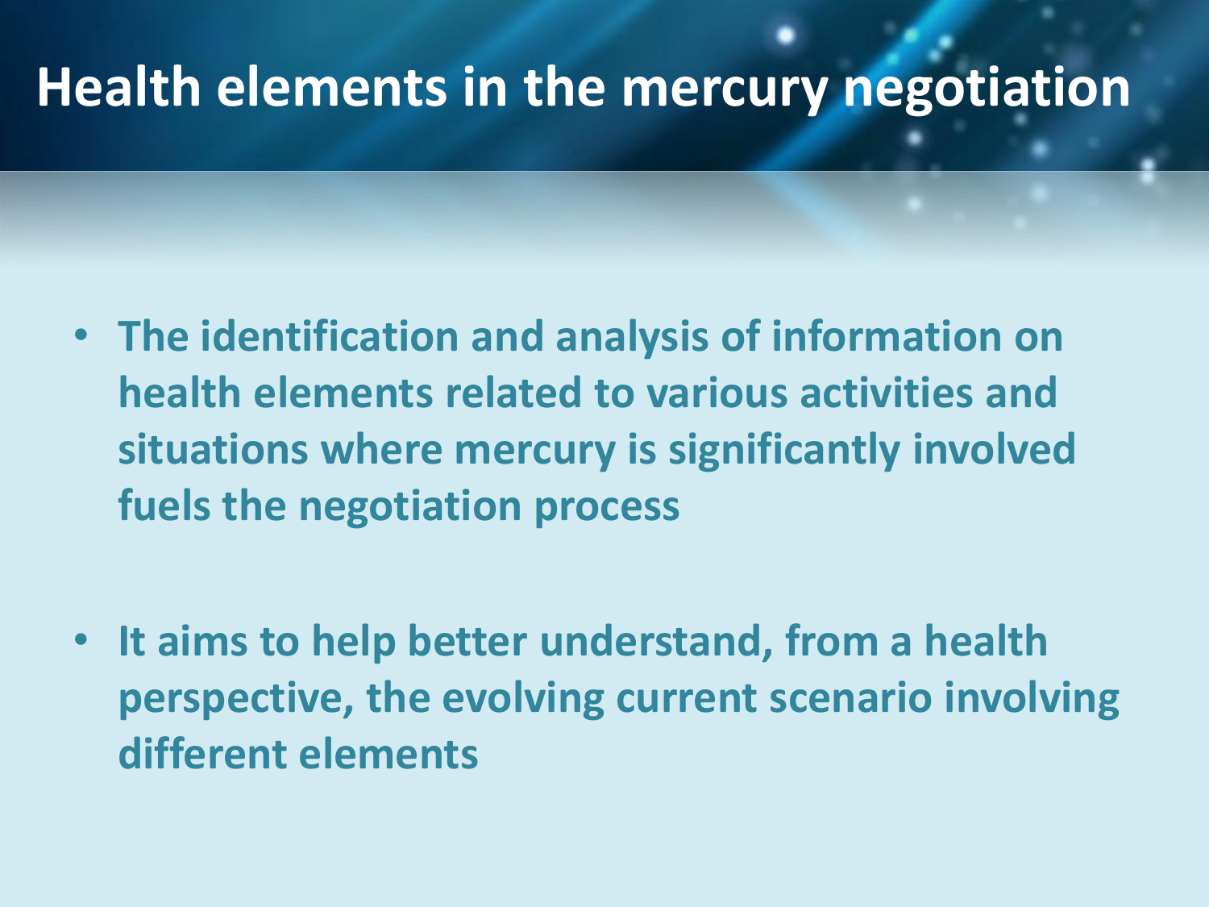# Health elements in the mercury negotiation

- **The identification and analysis of information on health elements related to various activities and situations where mercury is significantly involved fuels the negotiation process**
- **It aims to help better understand, from a health perspective, the evolving current scenario involving different elements**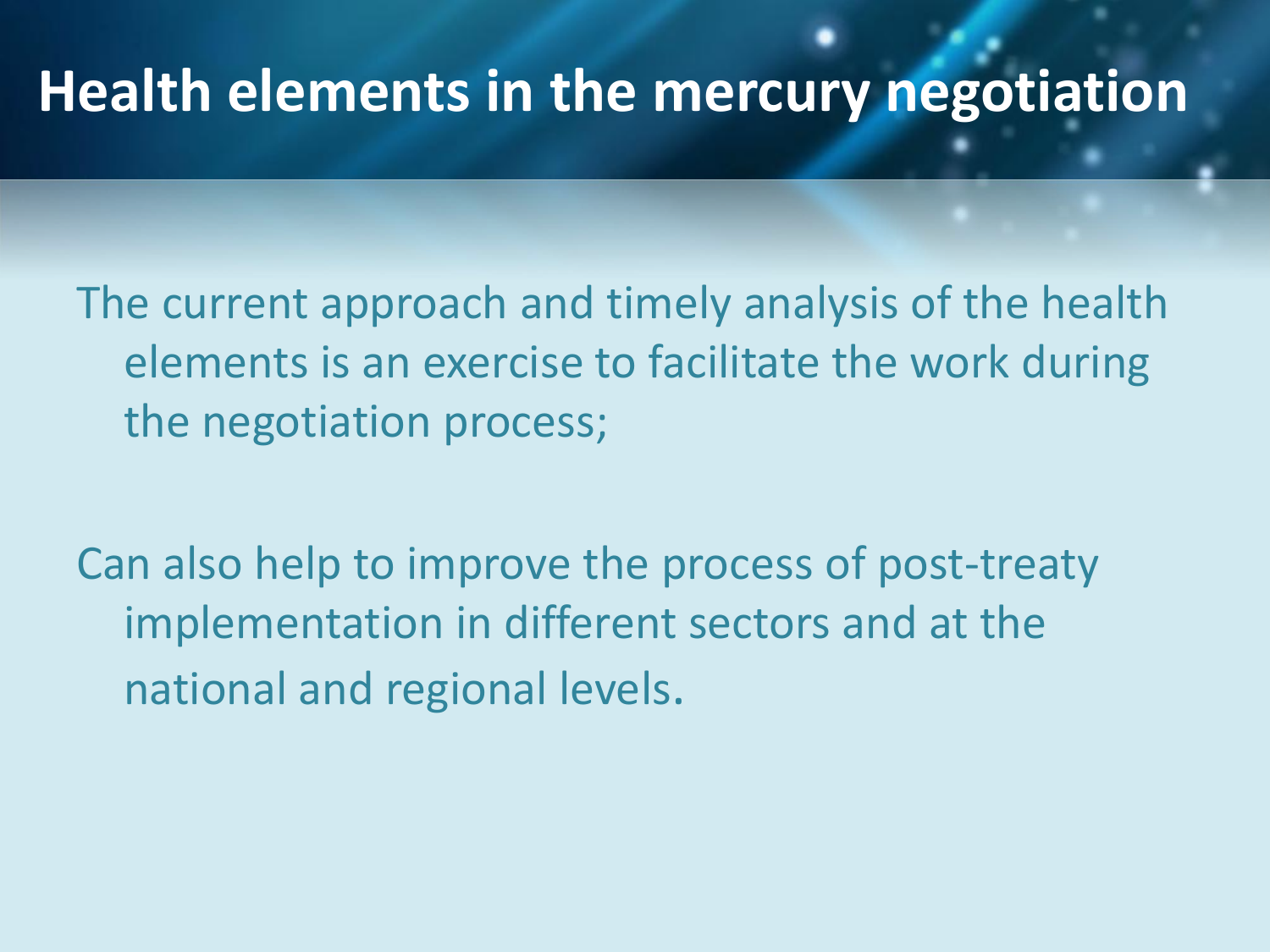# Health elements in the mercury negotiation

The current approach and timely analysis of the health elements is an exercise to facilitate the work during the negotiation process;

Can also help to improve the process of post-treaty implementation in different sectors and at the national and regional levels.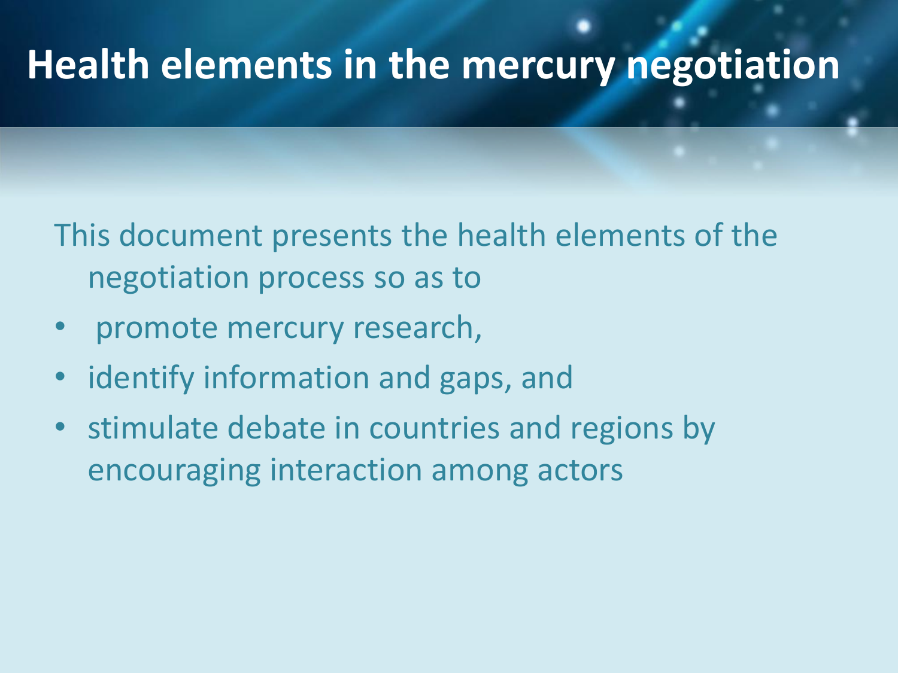# Health elements in the mercury negotiation

This document presents the health elements of the negotiation process so as to

- promote mercury research,
- identify information and gaps, and
- stimulate debate in countries and regions by encouraging interaction among actors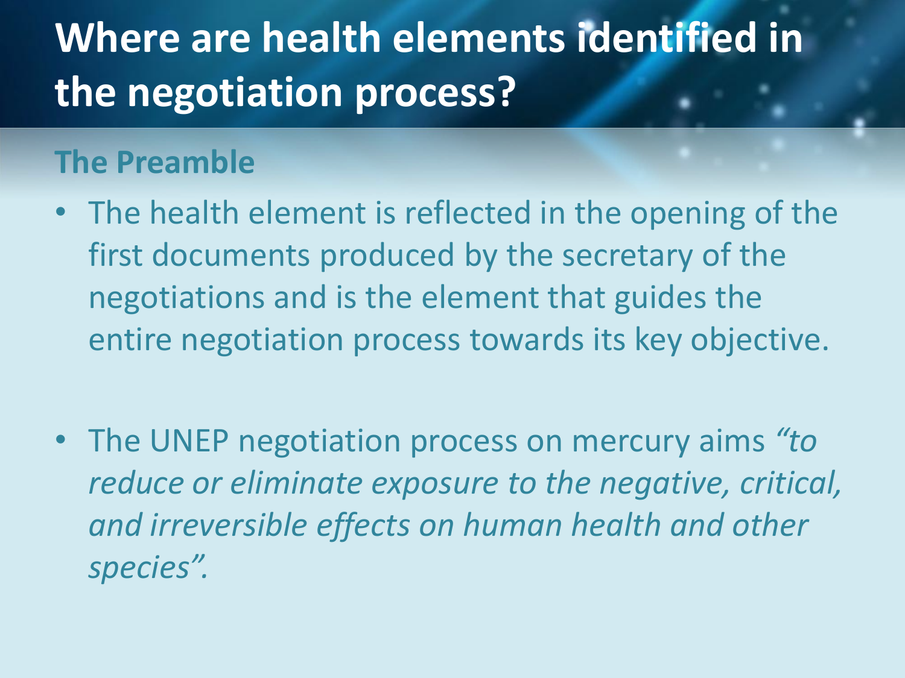# Where are health elements identified in the negotiation process?

## The Preamble

- The health element is reflected in the opening of the first documents produced by the secretary of the negotiations and is the element that guides the entire negotiation process towards its key objective.

- The UNEP negotiation process on mercury aims *"to reduce or eliminate exposure to the negative, critical, and irreversible effects on human health and other species".*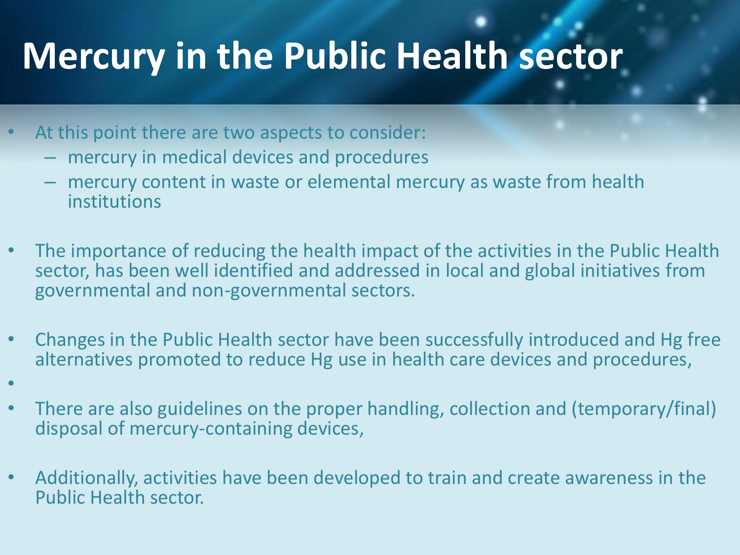# Mercury in the Public Health sector

- At this point there are two aspects to consider:
  - mercury in medical devices and procedures
  - mercury content in waste or elemental mercury as waste from health institutions

- The importance of reducing the health impact of the activities in the Public Health sector, has been well identified and addressed in local and global initiatives from governmental and non-governmental sectors.

- Changes in the Public Health sector have been successfully introduced and Hg free alternatives promoted to reduce Hg use in health care devices and procedures,

- There are also guidelines on the proper handling, collection and (temporary/final) disposal of mercury-containing devices,

- Additionally, activities have been developed to train and create awareness in the Public Health sector.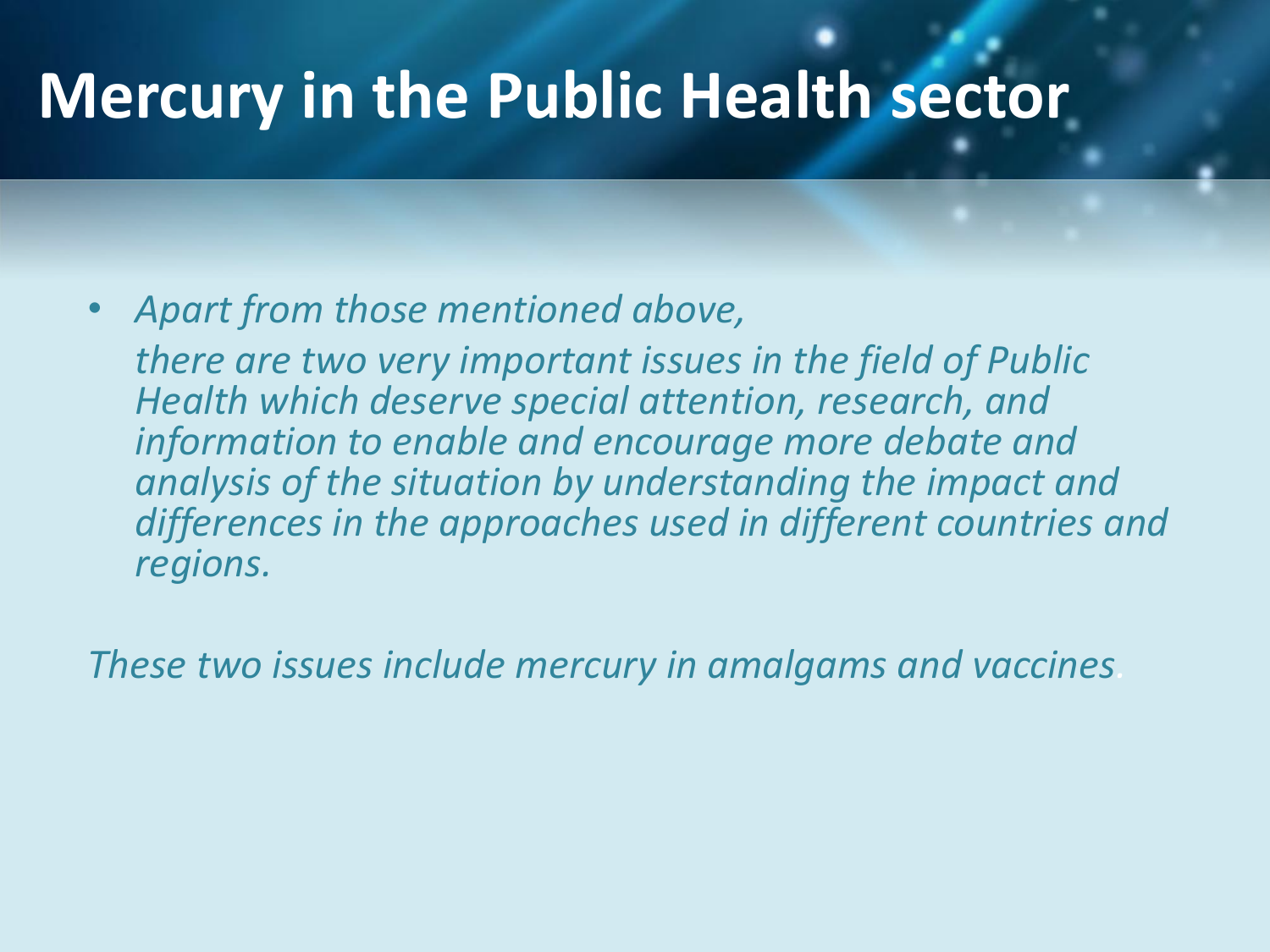# Mercury in the Public Health sector

- *Apart from those mentioned above,*
  *there are two very important issues in the field of Public Health which deserve special attention, research, and information to enable and encourage more debate and analysis of the situation by understanding the impact and differences in the approaches used in different countries and regions.*

*These two issues include mercury in amalgams and vaccines.*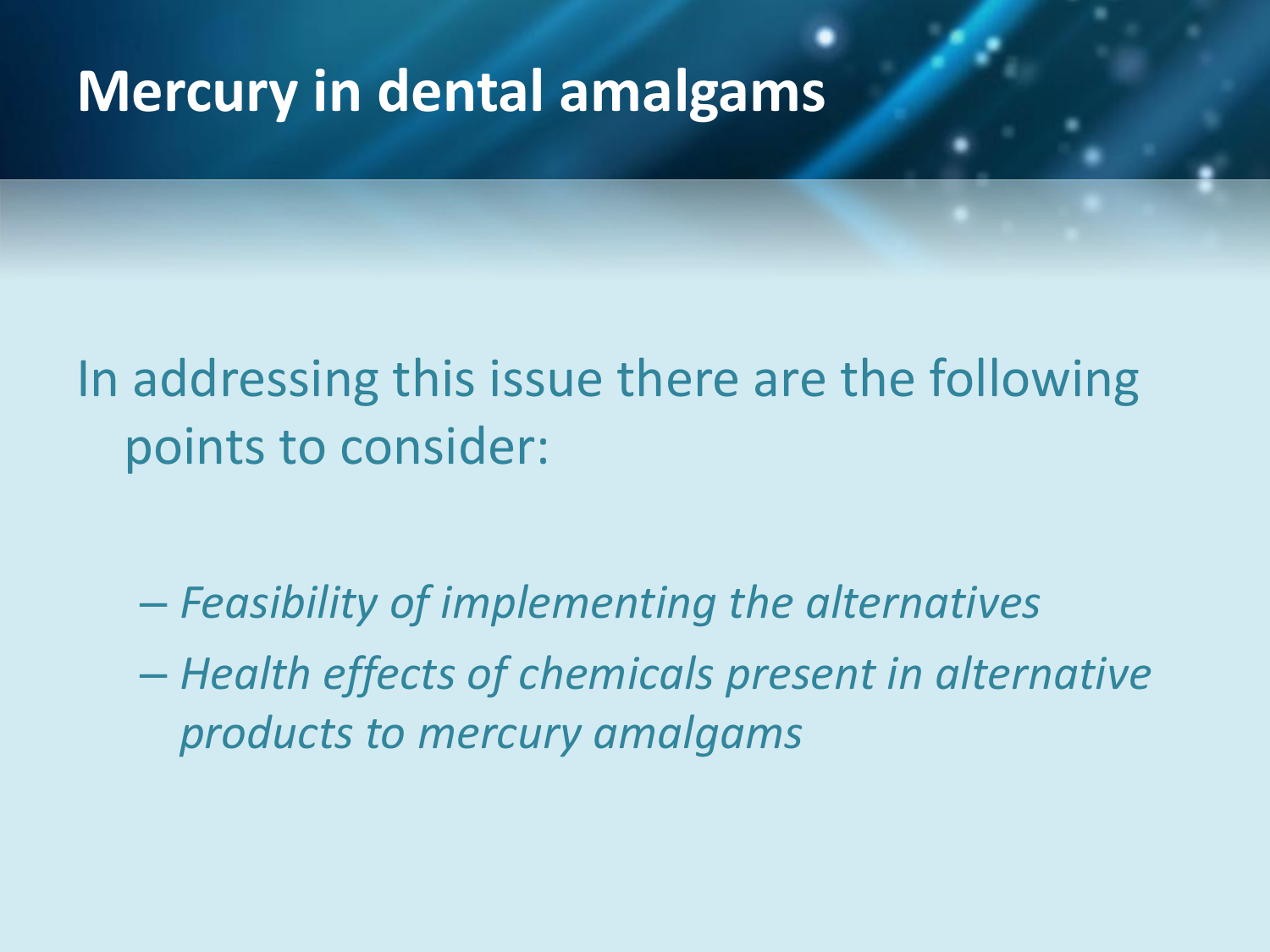# Mercury in dental amalgams

In addressing this issue there are the following points to consider:

- *Feasibility of implementing the alternatives*
- *Health effects of chemicals present in alternative products to mercury amalgams*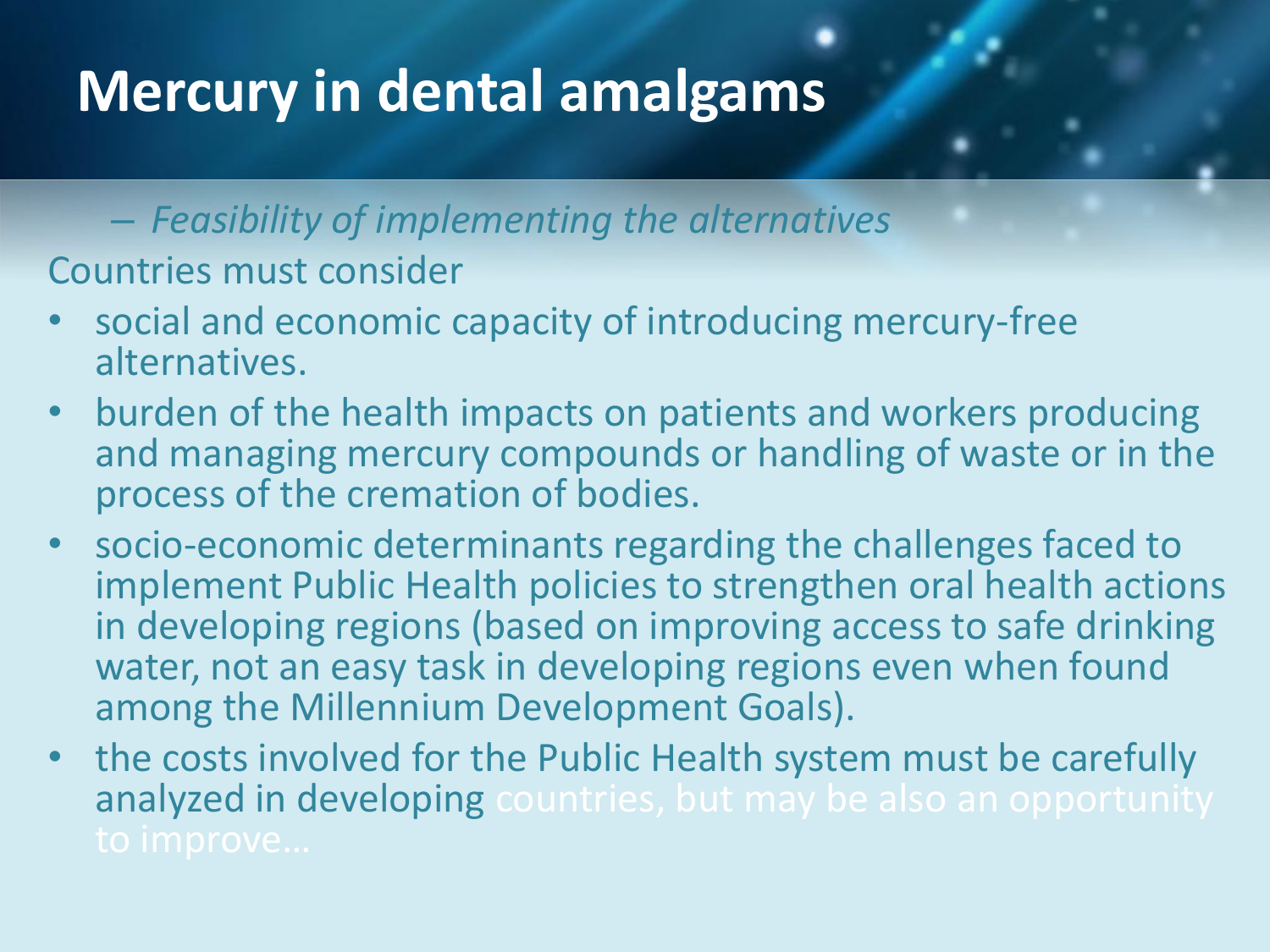# Mercury in dental amalgams

– *Feasibility of implementing the alternatives*

Countries must consider

- social and economic capacity of introducing mercury-free alternatives.
- burden of the health impacts on patients and workers producing and managing mercury compounds or handling of waste or in the process of the cremation of bodies.
- socio-economic determinants regarding the challenges faced to implement Public Health policies to strengthen oral health actions in developing regions (based on improving access to safe drinking water, not an easy task in developing regions even when found among the Millennium Development Goals).
- the costs involved for the Public Health system must be carefully analyzed in developing countries, but may be also an opportunity to improve…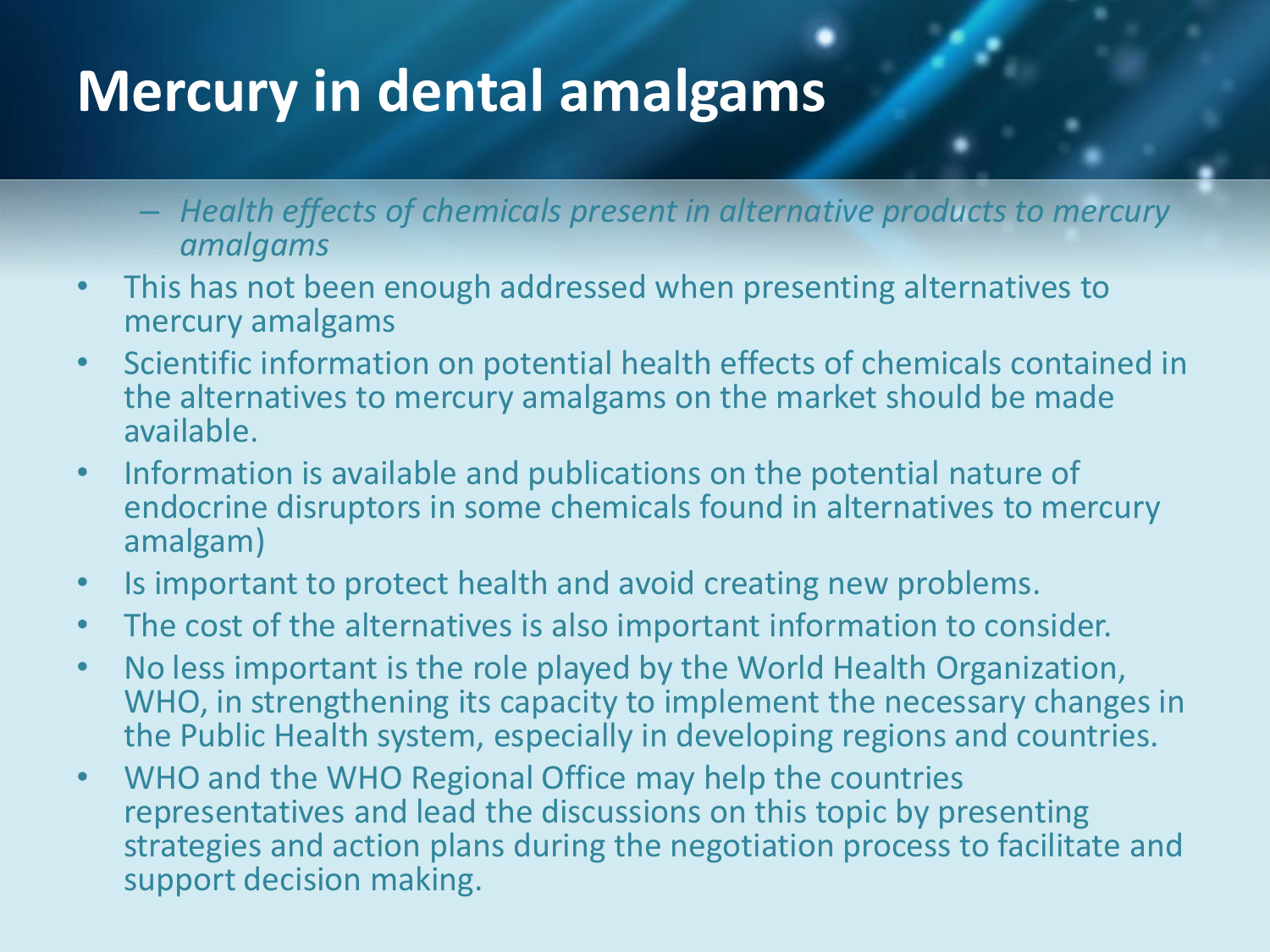# Mercury in dental amalgams

- *Health effects of chemicals present in alternative products to mercury amalgams*

- This has not been enough addressed when presenting alternatives to mercury amalgams
- Scientific information on potential health effects of chemicals contained in the alternatives to mercury amalgams on the market should be made available.
- Information is available and publications on the potential nature of endocrine disruptors in some chemicals found in alternatives to mercury amalgam)
- Is important to protect health and avoid creating new problems.
- The cost of the alternatives is also important information to consider.
- No less important is the role played by the World Health Organization, WHO, in strengthening its capacity to implement the necessary changes in the Public Health system, especially in developing regions and countries.
- WHO and the WHO Regional Office may help the countries representatives and lead the discussions on this topic by presenting strategies and action plans during the negotiation process to facilitate and support decision making.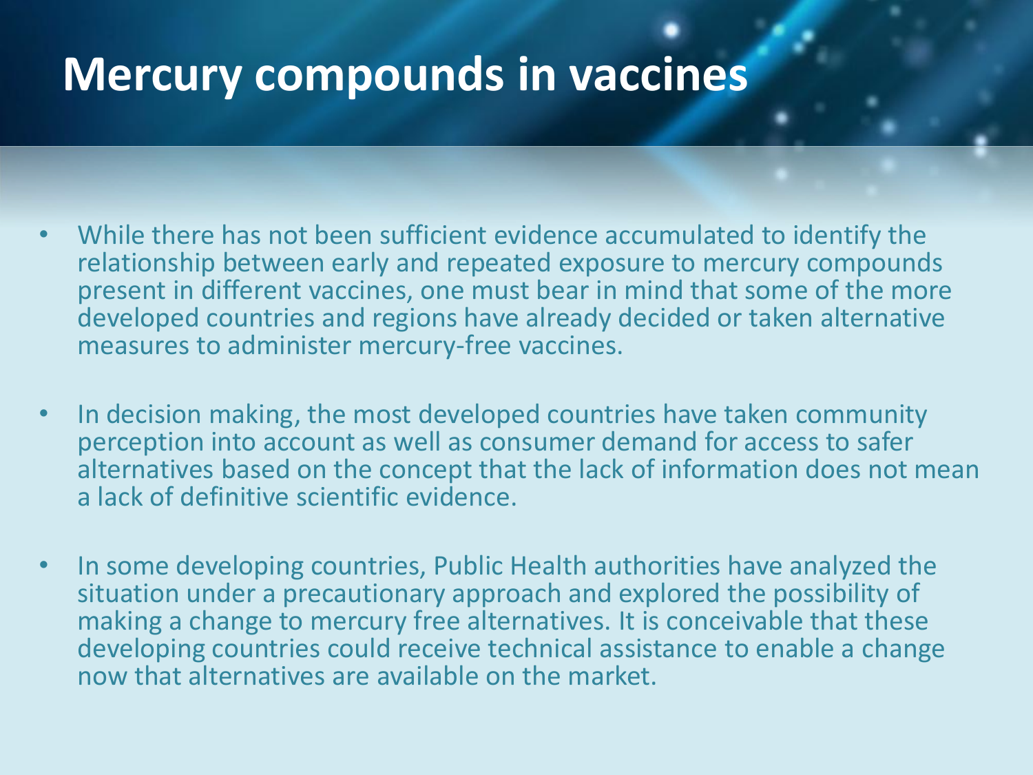# Mercury compounds in vaccines

- While there has not been sufficient evidence accumulated to identify the relationship between early and repeated exposure to mercury compounds present in different vaccines, one must bear in mind that some of the more developed countries and regions have already decided or taken alternative measures to administer mercury-free vaccines.
- In decision making, the most developed countries have taken community perception into account as well as consumer demand for access to safer alternatives based on the concept that the lack of information does not mean a lack of definitive scientific evidence.
- In some developing countries, Public Health authorities have analyzed the situation under a precautionary approach and explored the possibility of making a change to mercury free alternatives. It is conceivable that these developing countries could receive technical assistance to enable a change now that alternatives are available on the market.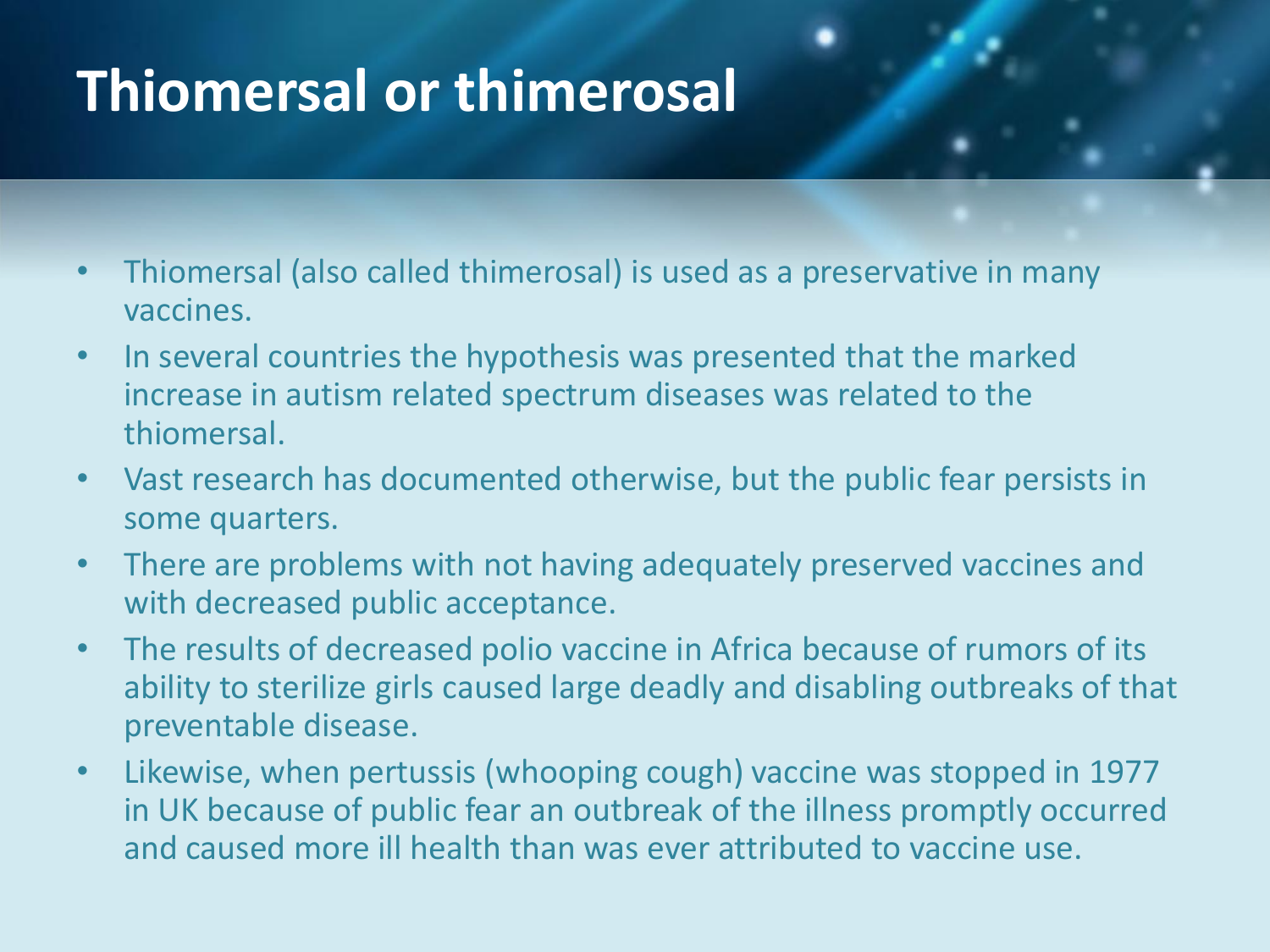# Thiomersal or thimerosal

- Thiomersal (also called thimerosal) is used as a preservative in many vaccines.
- In several countries the hypothesis was presented that the marked increase in autism related spectrum diseases was related to the thiomersal.
- Vast research has documented otherwise, but the public fear persists in some quarters.
- There are problems with not having adequately preserved vaccines and with decreased public acceptance.
- The results of decreased polio vaccine in Africa because of rumors of its ability to sterilize girls caused large deadly and disabling outbreaks of that preventable disease.
- Likewise, when pertussis (whooping cough) vaccine was stopped in 1977 in UK because of public fear an outbreak of the illness promptly occurred and caused more ill health than was ever attributed to vaccine use.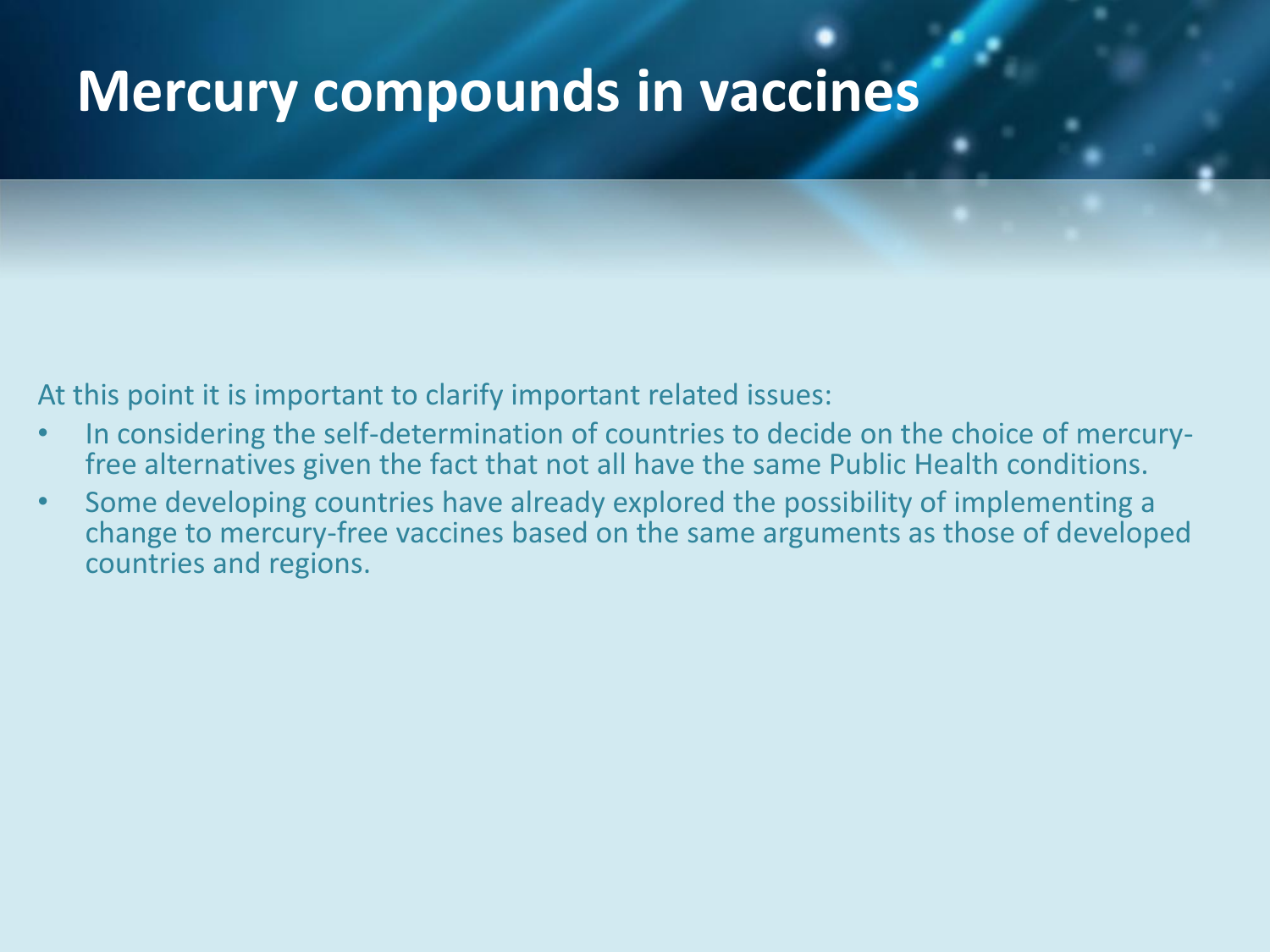# Mercury compounds in vaccines

At this point it is important to clarify important related issues:

- In considering the self-determination of countries to decide on the choice of mercury-free alternatives given the fact that not all have the same Public Health conditions.
- Some developing countries have already explored the possibility of implementing a change to mercury-free vaccines based on the same arguments as those of developed countries and regions.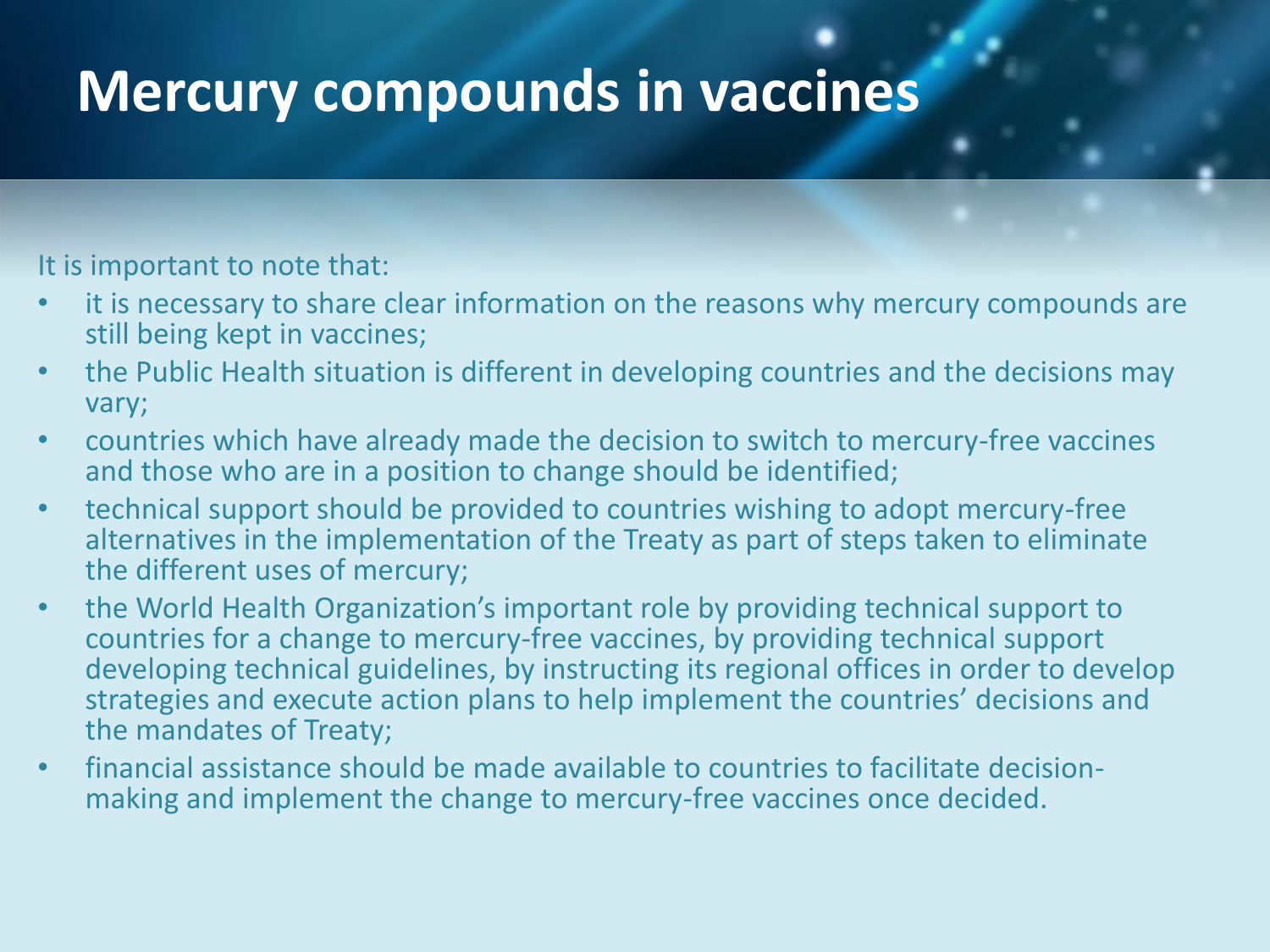# Mercury compounds in vaccines

It is important to note that:

- it is necessary to share clear information on the reasons why mercury compounds are still being kept in vaccines;
- the Public Health situation is different in developing countries and the decisions may vary;
- countries which have already made the decision to switch to mercury-free vaccines and those who are in a position to change should be identified;
- technical support should be provided to countries wishing to adopt mercury-free alternatives in the implementation of the Treaty as part of steps taken to eliminate the different uses of mercury;
- the World Health Organization's important role by providing technical support to countries for a change to mercury-free vaccines, by providing technical support developing technical guidelines, by instructing its regional offices in order to develop strategies and execute action plans to help implement the countries' decisions and the mandates of Treaty;
- financial assistance should be made available to countries to facilitate decision-making and implement the change to mercury-free vaccines once decided.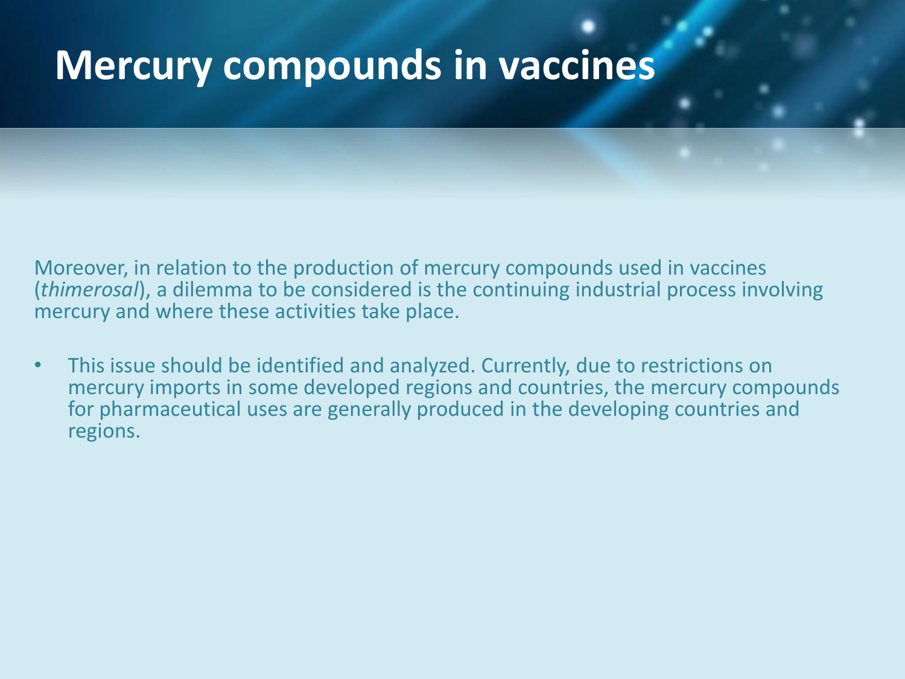# Mercury compounds in vaccines

Moreover, in relation to the production of mercury compounds used in vaccines (*thimerosal*), a dilemma to be considered is the continuing industrial process involving mercury and where these activities take place.

- This issue should be identified and analyzed. Currently, due to restrictions on mercury imports in some developed regions and countries, the mercury compounds for pharmaceutical uses are generally produced in the developing countries and regions.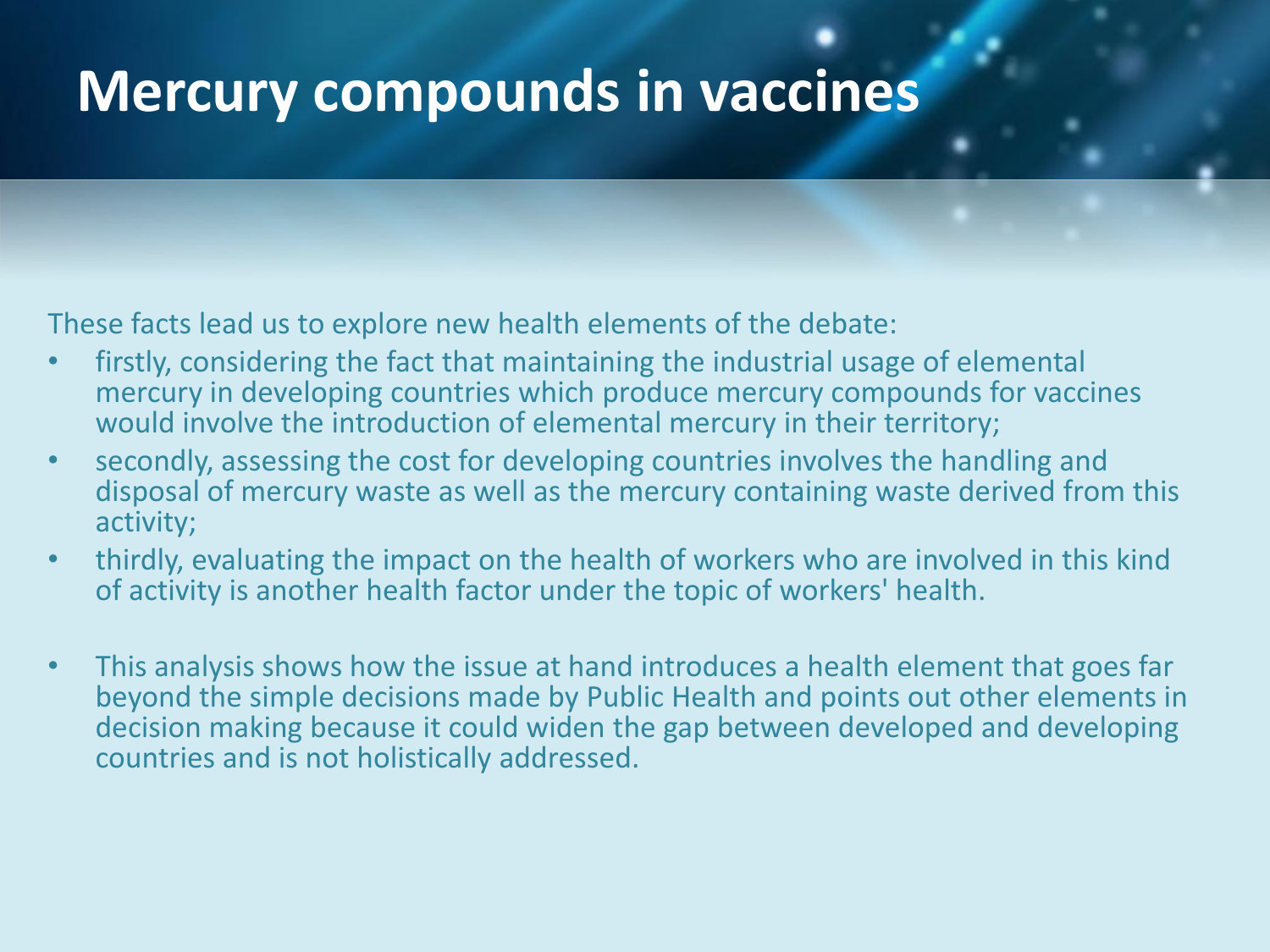# Mercury compounds in vaccines

These facts lead us to explore new health elements of the debate:

- firstly, considering the fact that maintaining the industrial usage of elemental mercury in developing countries which produce mercury compounds for vaccines would involve the introduction of elemental mercury in their territory;
- secondly, assessing the cost for developing countries involves the handling and disposal of mercury waste as well as the mercury containing waste derived from this activity;
- thirdly, evaluating the impact on the health of workers who are involved in this kind of activity is another health factor under the topic of workers' health.

- This analysis shows how the issue at hand introduces a health element that goes far beyond the simple decisions made by Public Health and points out other elements in decision making because it could widen the gap between developed and developing countries and is not holistically addressed.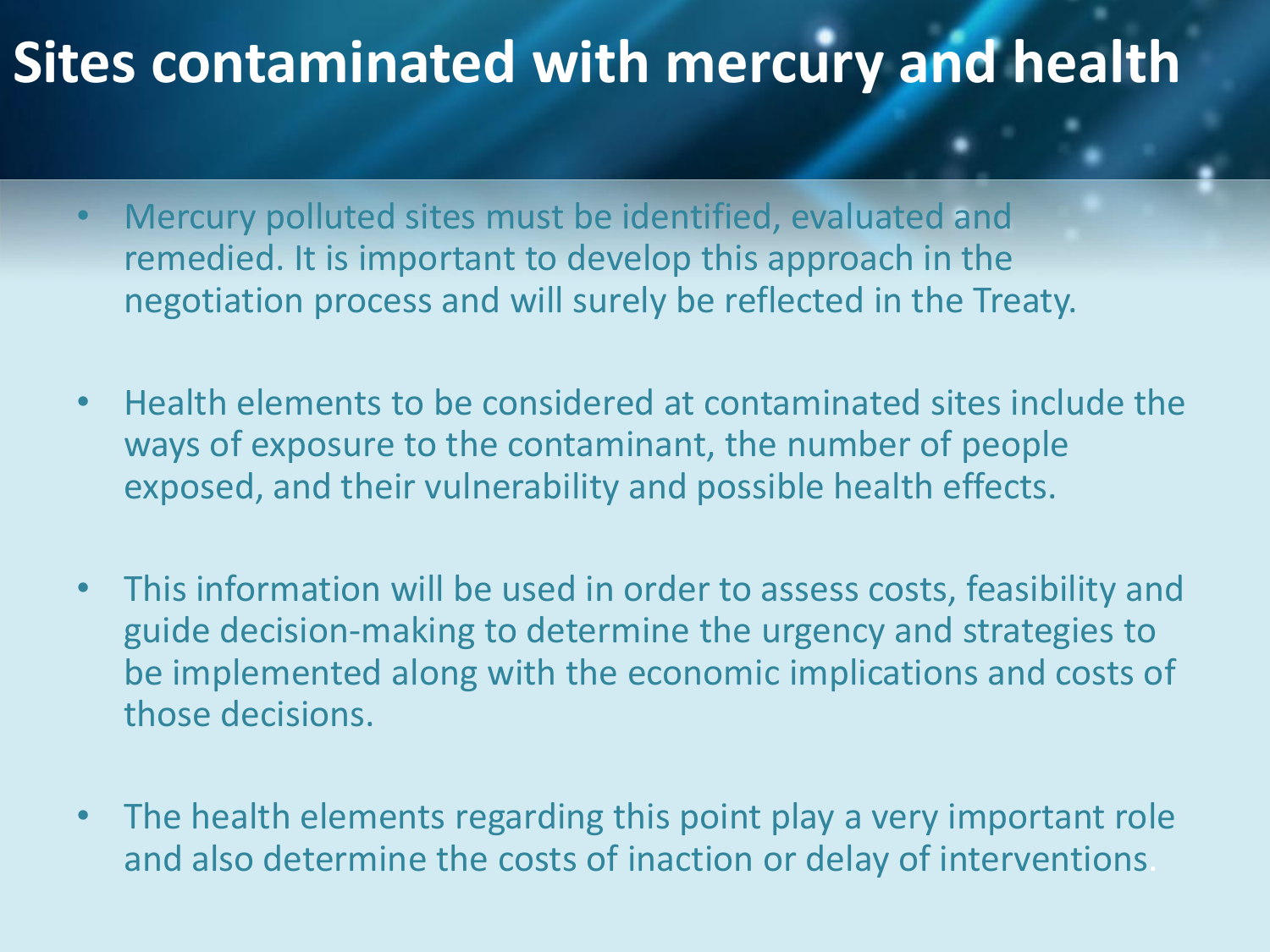# Sites contaminated with mercury and health

- Mercury polluted sites must be identified, evaluated and remedied. It is important to develop this approach in the negotiation process and will surely be reflected in the Treaty.
- Health elements to be considered at contaminated sites include the ways of exposure to the contaminant, the number of people exposed, and their vulnerability and possible health effects.
- This information will be used in order to assess costs, feasibility and guide decision-making to determine the urgency and strategies to be implemented along with the economic implications and costs of those decisions.
- The health elements regarding this point play a very important role and also determine the costs of inaction or delay of interventions.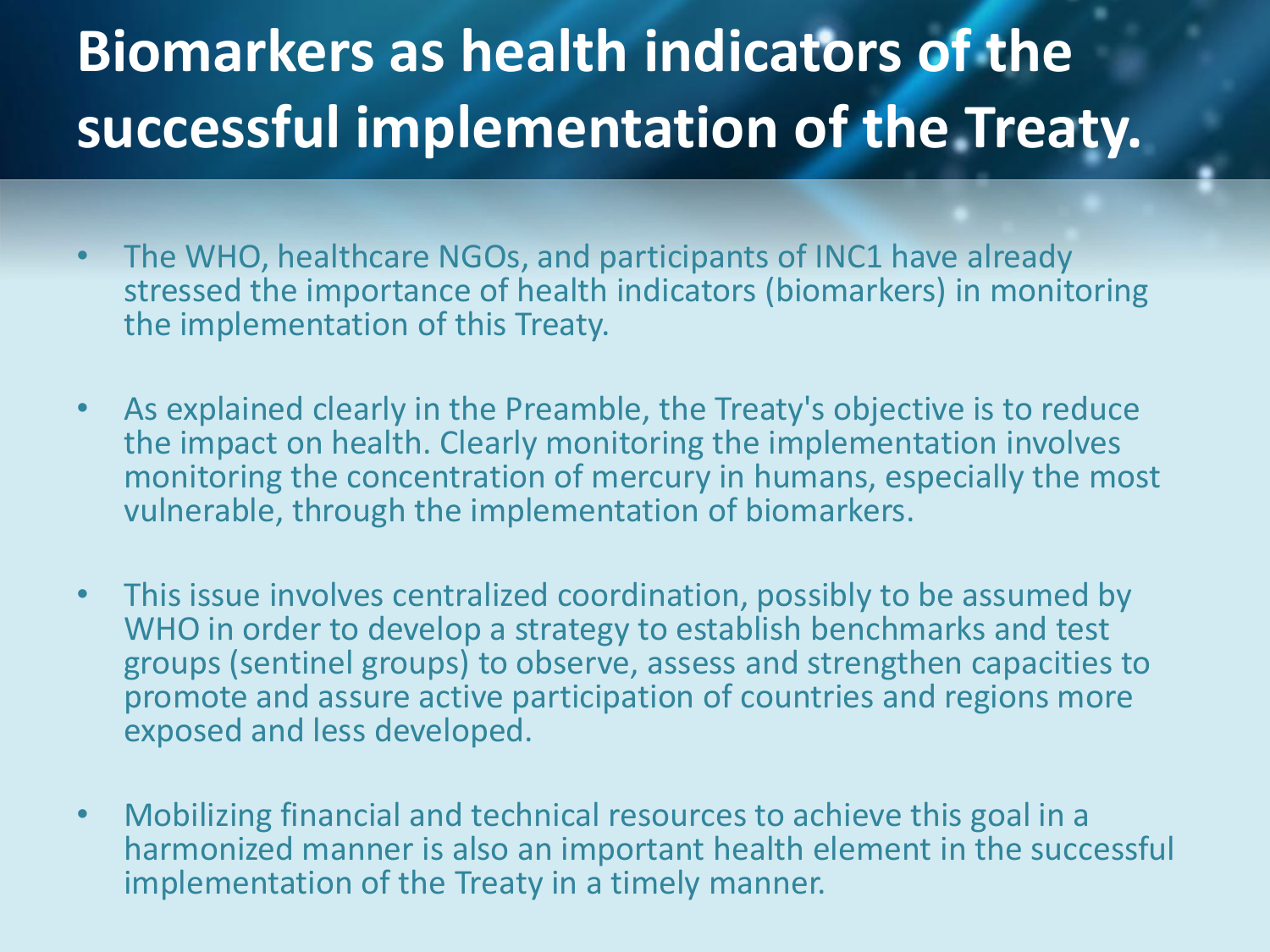# Biomarkers as health indicators of the successful implementation of the Treaty.

- The WHO, healthcare NGOs, and participants of INC1 have already stressed the importance of health indicators (biomarkers) in monitoring the implementation of this Treaty.

- As explained clearly in the Preamble, the Treaty's objective is to reduce the impact on health. Clearly monitoring the implementation involves monitoring the concentration of mercury in humans, especially the most vulnerable, through the implementation of biomarkers.

- This issue involves centralized coordination, possibly to be assumed by WHO in order to develop a strategy to establish benchmarks and test groups (sentinel groups) to observe, assess and strengthen capacities to promote and assure active participation of countries and regions more exposed and less developed.

- Mobilizing financial and technical resources to achieve this goal in a harmonized manner is also an important health element in the successful implementation of the Treaty in a timely manner.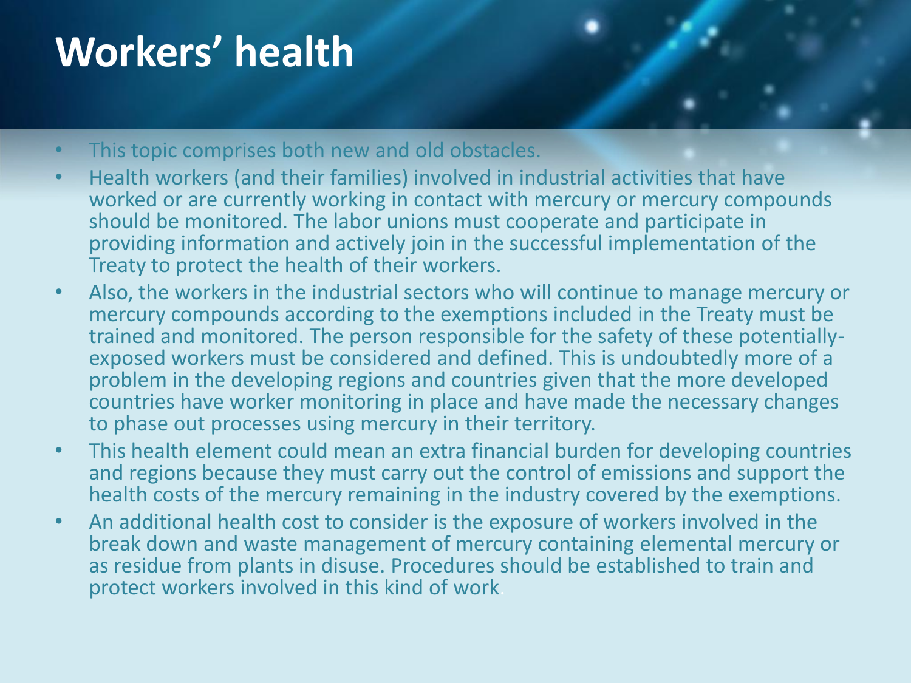# Workers' health

- This topic comprises both new and old obstacles.
- Health workers (and their families) involved in industrial activities that have worked or are currently working in contact with mercury or mercury compounds should be monitored. The labor unions must cooperate and participate in providing information and actively join in the successful implementation of the Treaty to protect the health of their workers.
- Also, the workers in the industrial sectors who will continue to manage mercury or mercury compounds according to the exemptions included in the Treaty must be trained and monitored. The person responsible for the safety of these potentially-exposed workers must be considered and defined. This is undoubtedly more of a problem in the developing regions and countries given that the more developed countries have worker monitoring in place and have made the necessary changes to phase out processes using mercury in their territory.
- This health element could mean an extra financial burden for developing countries and regions because they must carry out the control of emissions and support the health costs of the mercury remaining in the industry covered by the exemptions.
- An additional health cost to consider is the exposure of workers involved in the break down and waste management of mercury containing elemental mercury or as residue from plants in disuse. Procedures should be established to train and protect workers involved in this kind of work.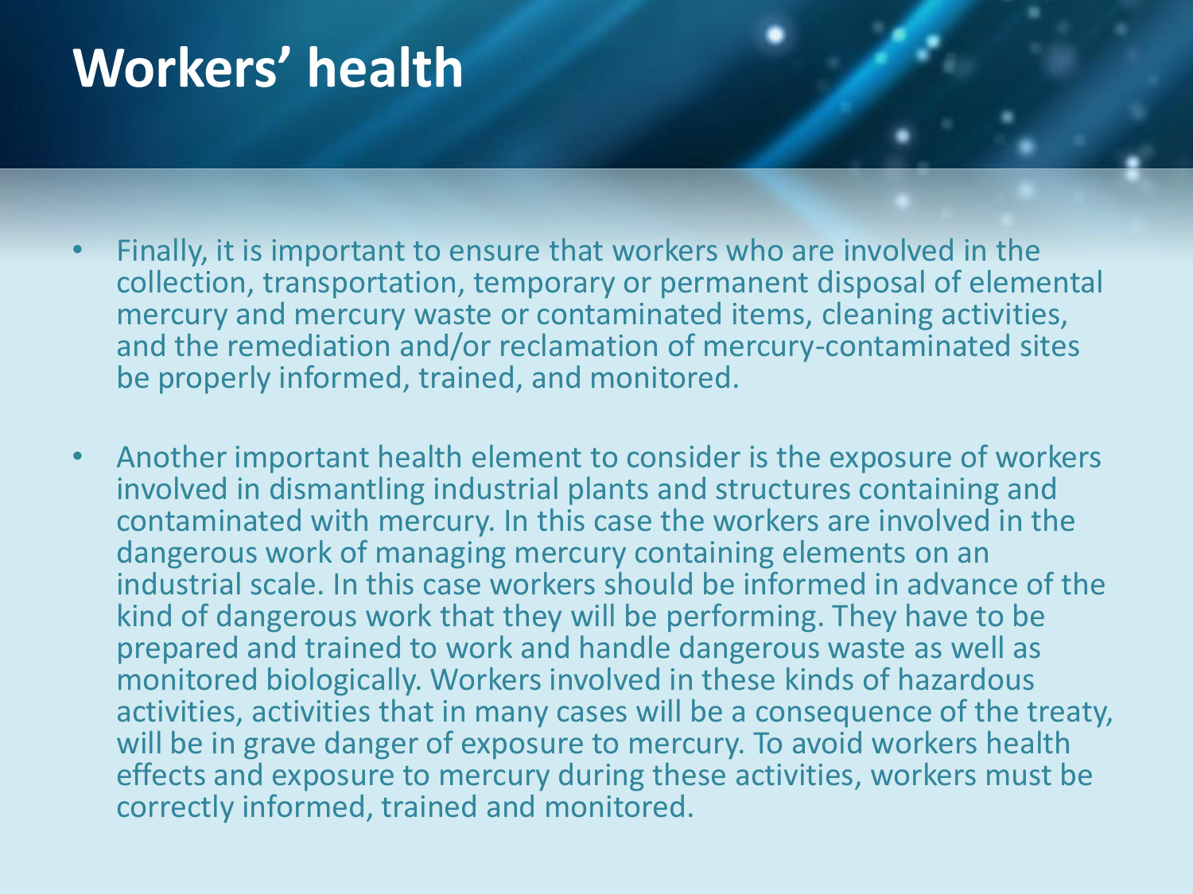# Workers' health

- Finally, it is important to ensure that workers who are involved in the collection, transportation, temporary or permanent disposal of elemental mercury and mercury waste or contaminated items, cleaning activities, and the remediation and/or reclamation of mercury-contaminated sites be properly informed, trained, and monitored.

- Another important health element to consider is the exposure of workers involved in dismantling industrial plants and structures containing and contaminated with mercury. In this case the workers are involved in the dangerous work of managing mercury containing elements on an industrial scale. In this case workers should be informed in advance of the kind of dangerous work that they will be performing. They have to be prepared and trained to work and handle dangerous waste as well as monitored biologically. Workers involved in these kinds of hazardous activities, activities that in many cases will be a consequence of the treaty, will be in grave danger of exposure to mercury. To avoid workers health effects and exposure to mercury during these activities, workers must be correctly informed, trained and monitored.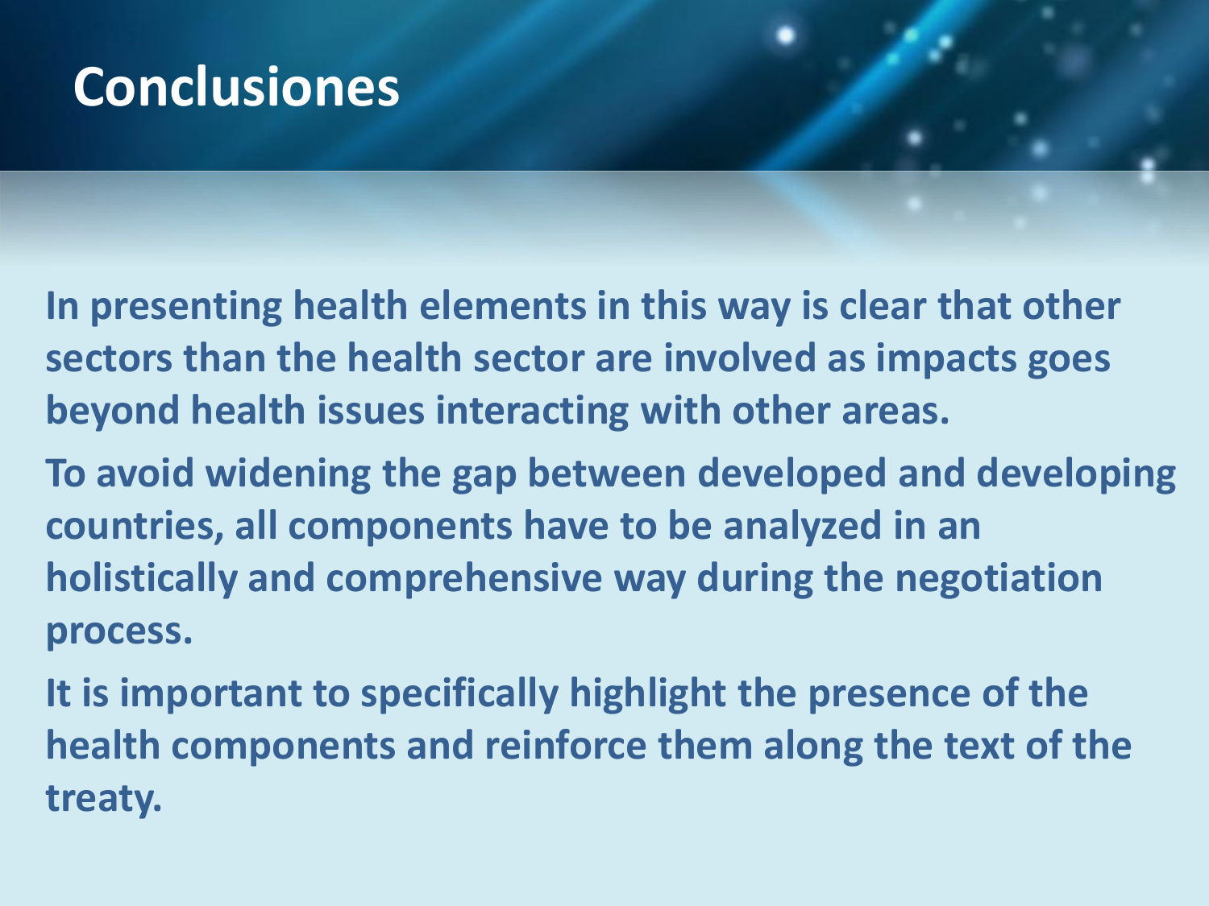# Conclusiones

In presenting health elements in this way is clear that other sectors than the health sector are involved as impacts goes beyond health issues interacting with other areas.

To avoid widening the gap between developed and developing countries, all components have to be analyzed in an holistically and comprehensive way during the negotiation process.

It is important to specifically highlight the presence of the health components and reinforce them along the text of the treaty.